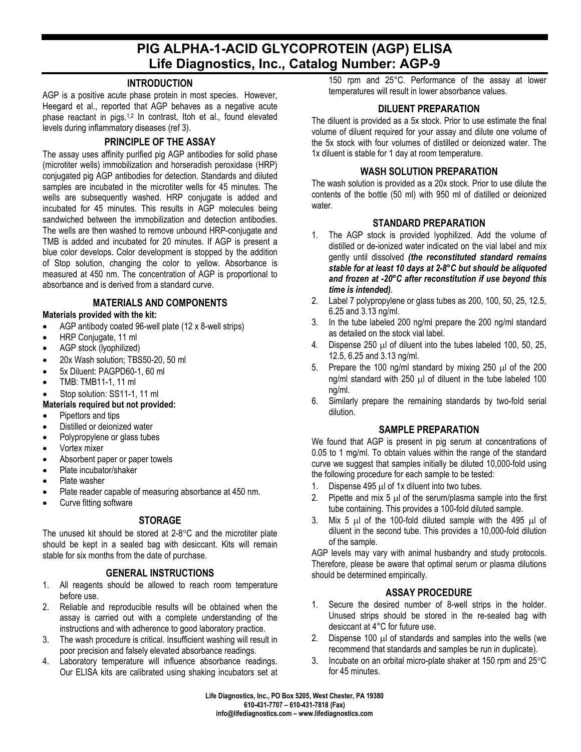# PIG ALPHA-1-ACID GLYCOPROTEIN (AGP) ELISA
## Life Diagnostics, Inc., Catalog Number: AGP-9

### INTRODUCTION

AGP is a positive acute phase protein in most species. However, Heegard et al., reported that AGP behaves as a negative acute phase reactant in pigs.[1,2] In contrast, Itoh et al., found elevated levels during inflammatory diseases (ref 3).

### PRINCIPLE OF THE ASSAY

The assay uses affinity purified pig AGP antibodies for solid phase (microtiter wells) immobilization and horseradish peroxidase (HRP) conjugated pig AGP antibodies for detection. Standards and diluted samples are incubated in the microtiter wells for 45 minutes. The wells are subsequently washed. HRP conjugate is added and incubated for 45 minutes. This results in AGP molecules being sandwiched between the immobilization and detection antibodies. The wells are then washed to remove unbound HRP-conjugate and TMB is added and incubated for 20 minutes. If AGP is present a blue color develops. Color development is stopped by the addition of Stop solution, changing the color to yellow. Absorbance is measured at 450 nm. The concentration of AGP is proportional to absorbance and is derived from a standard curve.

### MATERIALS AND COMPONENTS

**Materials provided with the kit:**

- AGP antibody coated 96-well plate (12 x 8-well strips)
- HRP Conjugate, 11 ml
- AGP stock (lyophilized)
- 20x Wash solution; TBS50-20, 50 ml
- 5x Diluent: PAGPD60-1, 60 ml
- TMB: TMB11-1, 11 ml
- Stop solution: SS11-1, 11 ml

**Materials required but not provided:**

- Pipettors and tips
- Distilled or deionized water
- Polypropylene or glass tubes
- Vortex mixer
- Absorbent paper or paper towels
- Plate incubator/shaker
- Plate washer
- Plate reader capable of measuring absorbance at 450 nm.
- Curve fitting software

### STORAGE

The unused kit should be stored at 2-8°C and the microtiter plate should be kept in a sealed bag with desiccant. Kits will remain stable for six months from the date of purchase.

### GENERAL INSTRUCTIONS

1. All reagents should be allowed to reach room temperature before use.
2. Reliable and reproducible results will be obtained when the assay is carried out with a complete understanding of the instructions and with adherence to good laboratory practice.
3. The wash procedure is critical. Insufficient washing will result in poor precision and falsely elevated absorbance readings.
4. Laboratory temperature will influence absorbance readings. Our ELISA kits are calibrated using shaking incubators set at 150 rpm and 25°C. Performance of the assay at lower temperatures will result in lower absorbance values.

### DILUENT PREPARATION

The diluent is provided as a 5x stock. Prior to use estimate the final volume of diluent required for your assay and dilute one volume of the 5x stock with four volumes of distilled or deionized water. The 1x diluent is stable for 1 day at room temperature.

### WASH SOLUTION PREPARATION

The wash solution is provided as a 20x stock. Prior to use dilute the contents of the bottle (50 ml) with 950 ml of distilled or deionized water.

### STANDARD PREPARATION

1. The AGP stock is provided lyophilized. Add the volume of distilled or de-ionized water indicated on the vial label and mix gently until dissolved ***(the reconstituted standard remains stable for at least 10 days at 2-8°C but should be aliquoted and frozen at -20°C after reconstitution if use beyond this time is intended)***.
2. Label 7 polypropylene or glass tubes as 200, 100, 50, 25, 12.5, 6.25 and 3.13 ng/ml.
3. In the tube labeled 200 ng/ml prepare the 200 ng/ml standard as detailed on the stock vial label.
4. Dispense 250 μl of diluent into the tubes labeled 100, 50, 25, 12.5, 6.25 and 3.13 ng/ml.
5. Prepare the 100 ng/ml standard by mixing 250 μl of the 200 ng/ml standard with 250 μl of diluent in the tube labeled 100 ng/ml.
6. Similarly prepare the remaining standards by two-fold serial dilution.

### SAMPLE PREPARATION

We found that AGP is present in pig serum at concentrations of 0.05 to 1 mg/ml. To obtain values within the range of the standard curve we suggest that samples initially be diluted 10,000-fold using the following procedure for each sample to be tested:

1. Dispense 495 μl of 1x diluent into two tubes.
2. Pipette and mix 5 μl of the serum/plasma sample into the first tube containing. This provides a 100-fold diluted sample.
3. Mix 5 μl of the 100-fold diluted sample with the 495 μl of diluent in the second tube. This provides a 10,000-fold dilution of the sample.

AGP levels may vary with animal husbandry and study protocols. Therefore, please be aware that optimal serum or plasma dilutions should be determined empirically.

### ASSAY PROCEDURE

1. Secure the desired number of 8-well strips in the holder. Unused strips should be stored in the re-sealed bag with desiccant at 4°C for future use.
2. Dispense 100 μl of standards and samples into the wells (we recommend that standards and samples be run in duplicate).
3. Incubate on an orbital micro-plate shaker at 150 rpm and 25°C for 45 minutes.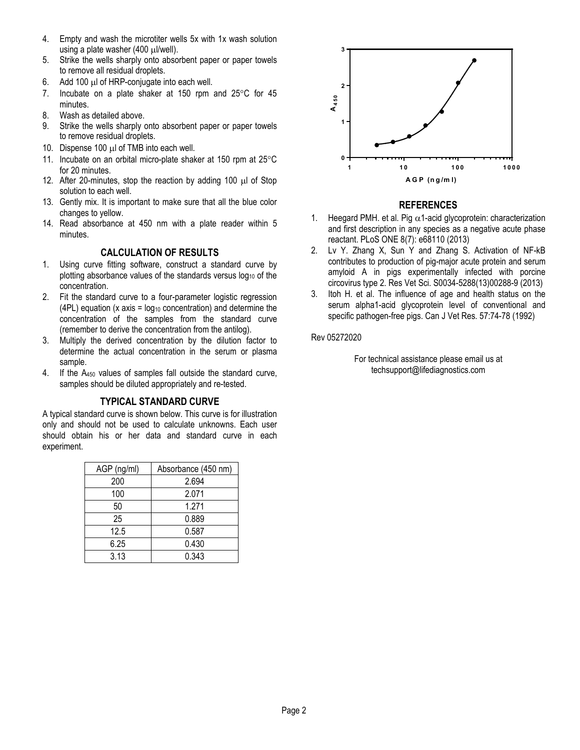4. Empty and wash the microtiter wells 5x with 1x wash solution using a plate washer (400 μl/well).
5. Strike the wells sharply onto absorbent paper or paper towels to remove all residual droplets.
6. Add 100 μl of HRP-conjugate into each well.
7. Incubate on a plate shaker at 150 rpm and 25°C for 45 minutes.
8. Wash as detailed above.
9. Strike the wells sharply onto absorbent paper or paper towels to remove residual droplets.
10. Dispense 100 μl of TMB into each well.
11. Incubate on an orbital micro-plate shaker at 150 rpm at 25°C for 20 minutes.
12. After 20-minutes, stop the reaction by adding 100 μl of Stop solution to each well.
13. Gently mix. It is important to make sure that all the blue color changes to yellow.
14. Read absorbance at 450 nm with a plate reader within 5 minutes.

## CALCULATION OF RESULTS

1. Using curve fitting software, construct a standard curve by plotting absorbance values of the standards versus $\log_{10}$ of the concentration.
2. Fit the standard curve to a four-parameter logistic regression (4PL) equation (x axis = $\log_{10}$ concentration) and determine the concentration of the samples from the standard curve (remember to derive the concentration from the antilog).
3. Multiply the derived concentration by the dilution factor to determine the actual concentration in the serum or plasma sample.
4. If the $A_{450}$ values of samples fall outside the standard curve, samples should be diluted appropriately and re-tested.

## TYPICAL STANDARD CURVE

A typical standard curve is shown below. This curve is for illustration only and should not be used to calculate unknowns. Each user should obtain his or her data and standard curve in each experiment.

| AGP (ng/ml) | Absorbance (450 nm) |
|---|---|
| 200 | 2.694 |
| 100 | 2.071 |
| 50 | 1.271 |
| 25 | 0.889 |
| 12.5 | 0.587 |
| 6.25 | 0.430 |
| 3.13 | 0.343 |

$A_{450}$

3
2
1
0

1
10
100
1000

AGP (ng/ml)

## REFERENCES

1. Heegard PMH. et al. Pig α1-acid glycoprotein: characterization and first description in any species as a negative acute phase reactant. PLoS ONE 8(7): e68110 (2013)
2. Lv Y. Zhang X, Sun Y and Zhang S. Activation of NF-kB contributes to production of pig-major acute protein and serum amyloid A in pigs experimentally infected with porcine circovirus type 2. Res Vet Sci. S0034-5288(13)00288-9 (2013)
3. Itoh H. et al. The influence of age and health status on the serum alpha1-acid glycoprotein level of conventional and specific pathogen-free pigs. Can J Vet Res. 57:74-78 (1992)

Rev 05272020

For technical assistance please email us at techsupport@lifediagnostics.com